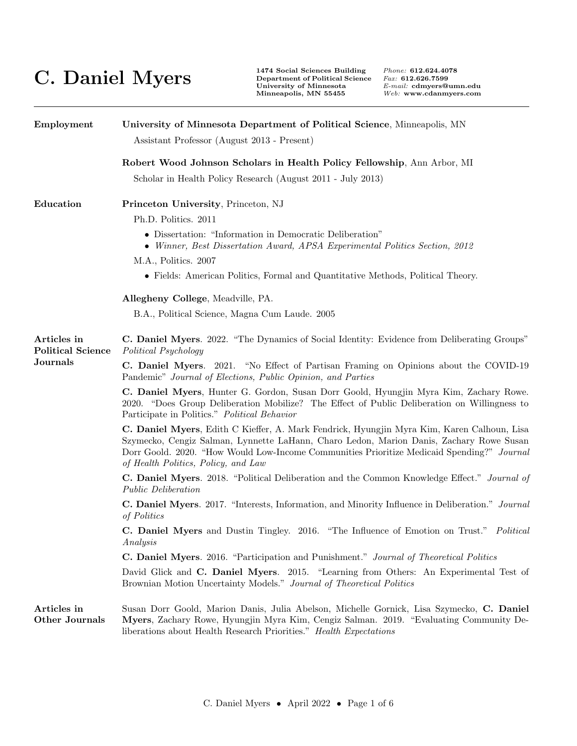# C. Daniel Myers

**1474 Social Sciences Building**
**Department of Political Science**
**University of Minnesota**
**Minneapolis, MN 55455**

*Phone:* **612.624.4078**
*Fax:* **612.626.7599**
*E-mail:* **cdmyers@umn.edu**
*Web:* **www.cdanmyers.com**

---

## Employment

**University of Minnesota Department of Political Science**, Minneapolis, MN

Assistant Professor (August 2013 - Present)

**Robert Wood Johnson Scholars in Health Policy Fellowship**, Ann Arbor, MI

Scholar in Health Policy Research (August 2011 - July 2013)

## Education

**Princeton University**, Princeton, NJ

Ph.D. Politics. 2011

- Dissertation: "Information in Democratic Deliberation"
- *Winner, Best Dissertation Award, APSA Experimental Politics Section, 2012*

M.A., Politics. 2007

- Fields: American Politics, Formal and Quantitative Methods, Political Theory.

**Allegheny College**, Meadville, PA.

B.A., Political Science, Magna Cum Laude. 2005

## Articles in Political Science Journals

**C. Daniel Myers**. 2022. "The Dynamics of Social Identity: Evidence from Deliberating Groups" *Political Psychology*

**C. Daniel Myers**. 2021. "No Effect of Partisan Framing on Opinions about the COVID-19 Pandemic" *Journal of Elections, Public Opinion, and Parties*

**C. Daniel Myers**, Hunter G. Gordon, Susan Dorr Goold, Hyungjin Myra Kim, Zachary Rowe. 2020. "Does Group Deliberation Mobilize? The Effect of Public Deliberation on Willingness to Participate in Politics." *Political Behavior*

**C. Daniel Myers**, Edith C Kieffer, A. Mark Fendrick, Hyungjin Myra Kim, Karen Calhoun, Lisa Szymecko, Cengiz Salman, Lynnette LaHann, Charo Ledon, Marion Danis, Zachary Rowe Susan Dorr Goold. 2020. "How Would Low-Income Communities Prioritize Medicaid Spending?" *Journal of Health Politics, Policy, and Law*

**C. Daniel Myers**. 2018. "Political Deliberation and the Common Knowledge Effect." *Journal of Public Deliberation*

**C. Daniel Myers**. 2017. "Interests, Information, and Minority Influence in Deliberation." *Journal of Politics*

**C. Daniel Myers** and Dustin Tingley. 2016. "The Influence of Emotion on Trust." *Political Analysis*

**C. Daniel Myers**. 2016. "Participation and Punishment." *Journal of Theoretical Politics*

David Glick and **C. Daniel Myers**. 2015. "Learning from Others: An Experimental Test of Brownian Motion Uncertainty Models." *Journal of Theoretical Politics*

## Articles in Other Journals

Susan Dorr Goold, Marion Danis, Julia Abelson, Michelle Gornick, Lisa Szymecko, **C. Daniel Myers**, Zachary Rowe, Hyungjin Myra Kim, Cengiz Salman. 2019. "Evaluating Community Deliberations about Health Research Priorities." *Health Expectations*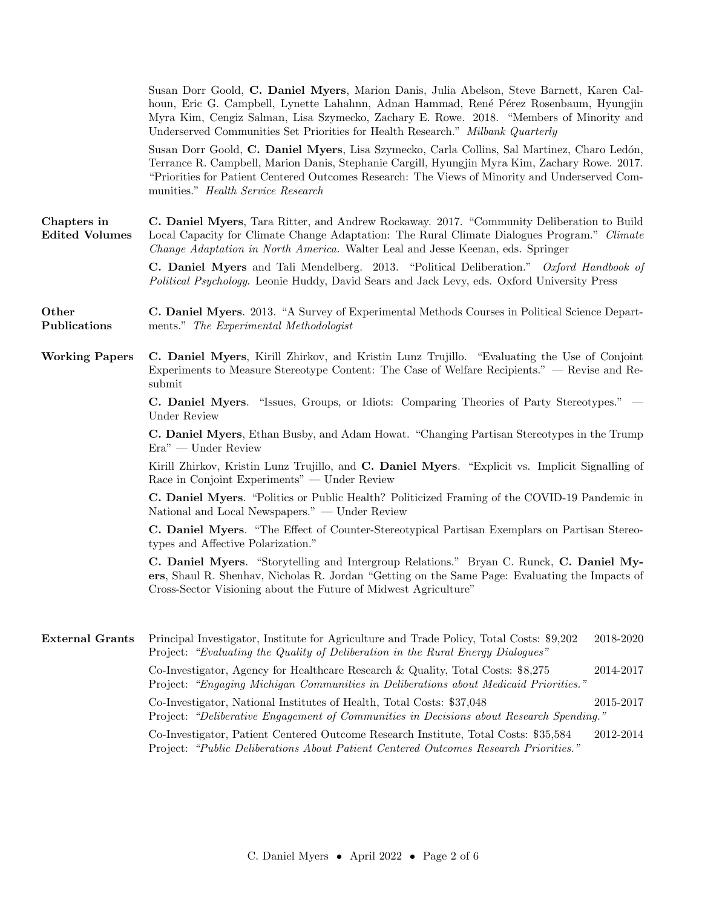Susan Dorr Goold, **C. Daniel Myers**, Marion Danis, Julia Abelson, Steve Barnett, Karen Calhoun, Eric G. Campbell, Lynette Lahahnn, Adnan Hammad, René Pérez Rosenbaum, Hyungjin Myra Kim, Cengiz Salman, Lisa Szymecko, Zachary E. Rowe. 2018. "Members of Minority and Underserved Communities Set Priorities for Health Research." *Milbank Quarterly*

Susan Dorr Goold, **C. Daniel Myers**, Lisa Szymecko, Carla Collins, Sal Martinez, Charo Ledón, Terrance R. Campbell, Marion Danis, Stephanie Cargill, Hyungjin Myra Kim, Zachary Rowe. 2017. "Priorities for Patient Centered Outcomes Research: The Views of Minority and Underserved Communities." *Health Service Research*

## Chapters in Edited Volumes

**C. Daniel Myers**, Tara Ritter, and Andrew Rockaway. 2017. "Community Deliberation to Build Local Capacity for Climate Change Adaptation: The Rural Climate Dialogues Program." *Climate Change Adaptation in North America.* Walter Leal and Jesse Keenan, eds. Springer

**C. Daniel Myers** and Tali Mendelberg. 2013. "Political Deliberation." *Oxford Handbook of Political Psychology*. Leonie Huddy, David Sears and Jack Levy, eds. Oxford University Press

## Other Publications

**C. Daniel Myers**. 2013. "A Survey of Experimental Methods Courses in Political Science Departments." *The Experimental Methodologist*

## Working Papers

**C. Daniel Myers**, Kirill Zhirkov, and Kristin Lunz Trujillo. "Evaluating the Use of Conjoint Experiments to Measure Stereotype Content: The Case of Welfare Recipients." — Revise and Resubmit

**C. Daniel Myers**. "Issues, Groups, or Idiots: Comparing Theories of Party Stereotypes." — Under Review

**C. Daniel Myers**, Ethan Busby, and Adam Howat. "Changing Partisan Stereotypes in the Trump Era" — Under Review

Kirill Zhirkov, Kristin Lunz Trujillo, and **C. Daniel Myers**. "Explicit vs. Implicit Signalling of Race in Conjoint Experiments" — Under Review

**C. Daniel Myers**. "Politics or Public Health? Politicized Framing of the COVID-19 Pandemic in National and Local Newspapers." — Under Review

**C. Daniel Myers**. "The Effect of Counter-Stereotypical Partisan Exemplars on Partisan Stereotypes and Affective Polarization."

**C. Daniel Myers**. "Storytelling and Intergroup Relations." Bryan C. Runck, **C. Daniel Myers**, Shaul R. Shenhav, Nicholas R. Jordan "Getting on the Same Page: Evaluating the Impacts of Cross-Sector Visioning about the Future of Midwest Agriculture"

## External Grants

Principal Investigator, Institute for Agriculture and Trade Policy, Total Costs: $9,202 — 2018-2020
Project: *"Evaluating the Quality of Deliberation in the Rural Energy Dialogues"*

Co-Investigator, Agency for Healthcare Research & Quality, Total Costs: $8,275 — 2014-2017
Project: *"Engaging Michigan Communities in Deliberations about Medicaid Priorities."*

Co-Investigator, National Institutes of Health, Total Costs: $37,048 — 2015-2017
Project: *"Deliberative Engagement of Communities in Decisions about Research Spending."*

Co-Investigator, Patient Centered Outcome Research Institute, Total Costs: $35,584 — 2012-2014
Project: *"Public Deliberations About Patient Centered Outcomes Research Priorities."*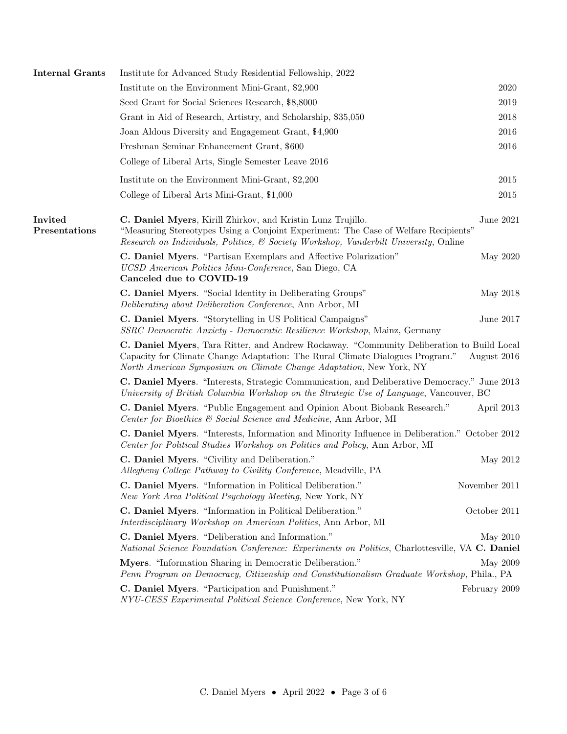## Internal Grants

- Institute for Advanced Study Residential Fellowship, 2022
- Institute on the Environment Mini-Grant, $2,900 — 2020
- Seed Grant for Social Sciences Research, $8,8000 — 2019
- Grant in Aid of Research, Artistry, and Scholarship, $35,050 — 2018
- Joan Aldous Diversity and Engagement Grant, $4,900 — 2016
- Freshman Seminar Enhancement Grant, $600 — 2016
- College of Liberal Arts, Single Semester Leave 2016
- Institute on the Environment Mini-Grant, $2,200 — 2015
- College of Liberal Arts Mini-Grant, $1,000 — 2015

## Invited Presentations

**C. Daniel Myers**, Kirill Zhirkov, and Kristin Lunz Trujillo. "Measuring Stereotypes Using a Conjoint Experiment: The Case of Welfare Recipients" — June 2021
*Research on Individuals, Politics, & Society Workshop, Vanderbilt University*, Online

**C. Daniel Myers**. "Partisan Exemplars and Affective Polarization" — May 2020
*UCSD American Politics Mini-Conference*, San Diego, CA
**Canceled due to COVID-19**

**C. Daniel Myers**. "Social Identity in Deliberating Groups" — May 2018
*Deliberating about Deliberation Conference*, Ann Arbor, MI

**C. Daniel Myers**. "Storytelling in US Political Campaigns" — June 2017
*SSRC Democratic Anxiety - Democratic Resilience Workshop*, Mainz, Germany

**C. Daniel Myers**, Tara Ritter, and Andrew Rockaway. "Community Deliberation to Build Local Capacity for Climate Change Adaptation: The Rural Climate Dialogues Program." — August 2016
*North American Symposium on Climate Change Adaptation*, New York, NY

**C. Daniel Myers**. "Interests, Strategic Communication, and Deliberative Democracy." — June 2013
*University of British Columbia Workshop on the Strategic Use of Language*, Vancouver, BC

**C. Daniel Myers**. "Public Engagement and Opinion About Biobank Research." — April 2013
*Center for Bioethics & Social Science and Medicine*, Ann Arbor, MI

**C. Daniel Myers**. "Interests, Information and Minority Influence in Deliberation." — October 2012
*Center for Political Studies Workshop on Politics and Policy*, Ann Arbor, MI

**C. Daniel Myers**. "Civility and Deliberation." — May 2012
*Allegheny College Pathway to Civility Conference*, Meadville, PA

**C. Daniel Myers**. "Information in Political Deliberation." — November 2011
*New York Area Political Psychology Meeting*, New York, NY

**C. Daniel Myers**. "Information in Political Deliberation." — October 2011
*Interdisciplinary Workshop on American Politics*, Ann Arbor, MI

**C. Daniel Myers**. "Deliberation and Information." — May 2010
*National Science Foundation Conference: Experiments on Politics*, Charlottesville, VA

**C. Daniel Myers**. "Information Sharing in Democratic Deliberation." — May 2009
*Penn Program on Democracy, Citizenship and Constitutionalism Graduate Workshop*, Phila., PA

**C. Daniel Myers**. "Participation and Punishment." — February 2009
*NYU-CESS Experimental Political Science Conference*, New York, NY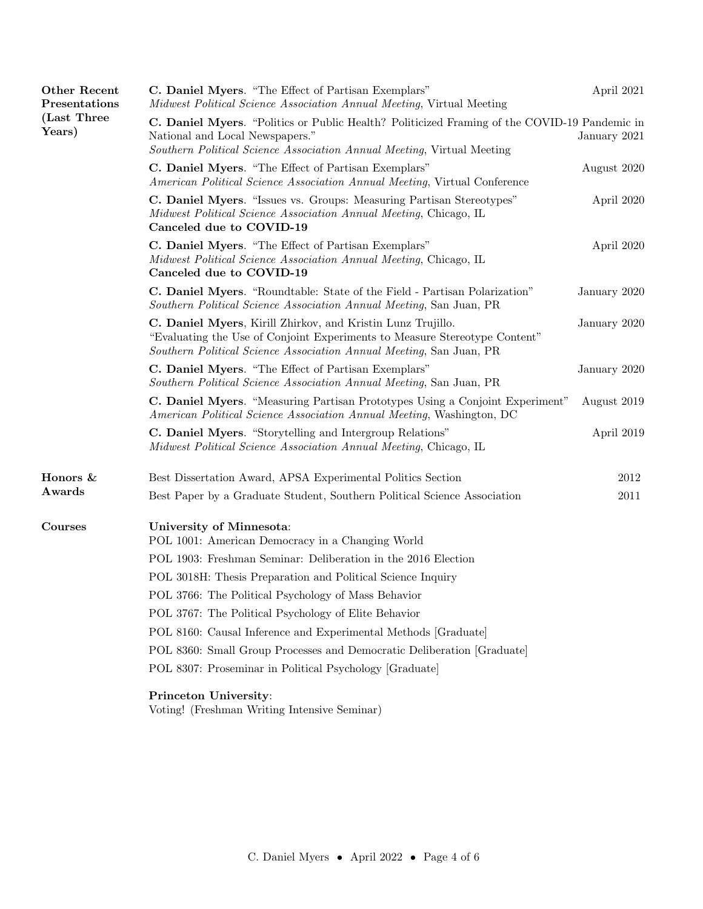## Other Recent Presentations (Last Three Years)

**C. Daniel Myers**. "The Effect of Partisan Exemplars" — April 2021
*Midwest Political Science Association Annual Meeting*, Virtual Meeting

**C. Daniel Myers**. "Politics or Public Health? Politicized Framing of the COVID-19 Pandemic in National and Local Newspapers." — January 2021
*Southern Political Science Association Annual Meeting*, Virtual Meeting

**C. Daniel Myers**. "The Effect of Partisan Exemplars" — August 2020
*American Political Science Association Annual Meeting*, Virtual Conference

**C. Daniel Myers**. "Issues vs. Groups: Measuring Partisan Stereotypes" — April 2020
*Midwest Political Science Association Annual Meeting*, Chicago, IL
**Canceled due to COVID-19**

**C. Daniel Myers**. "The Effect of Partisan Exemplars" — April 2020
*Midwest Political Science Association Annual Meeting*, Chicago, IL
**Canceled due to COVID-19**

**C. Daniel Myers**. "Roundtable: State of the Field - Partisan Polarization" — January 2020
*Southern Political Science Association Annual Meeting*, San Juan, PR

**C. Daniel Myers**, Kirill Zhirkov, and Kristin Lunz Trujillo. — January 2020
"Evaluating the Use of Conjoint Experiments to Measure Stereotype Content"
*Southern Political Science Association Annual Meeting*, San Juan, PR

**C. Daniel Myers**. "The Effect of Partisan Exemplars" — January 2020
*Southern Political Science Association Annual Meeting*, San Juan, PR

**C. Daniel Myers**. "Measuring Partisan Prototypes Using a Conjoint Experiment" — August 2019
*American Political Science Association Annual Meeting*, Washington, DC

**C. Daniel Myers**. "Storytelling and Intergroup Relations" — April 2019
*Midwest Political Science Association Annual Meeting*, Chicago, IL

## Honors & Awards

Best Dissertation Award, APSA Experimental Politics Section — 2012

Best Paper by a Graduate Student, Southern Political Science Association — 2011

## Courses

**University of Minnesota**:

POL 1001: American Democracy in a Changing World

POL 1903: Freshman Seminar: Deliberation in the 2016 Election

POL 3018H: Thesis Preparation and Political Science Inquiry

POL 3766: The Political Psychology of Mass Behavior

POL 3767: The Political Psychology of Elite Behavior

POL 8160: Causal Inference and Experimental Methods [Graduate]

POL 8360: Small Group Processes and Democratic Deliberation [Graduate]

POL 8307: Proseminar in Political Psychology [Graduate]

**Princeton University**:

Voting! (Freshman Writing Intensive Seminar)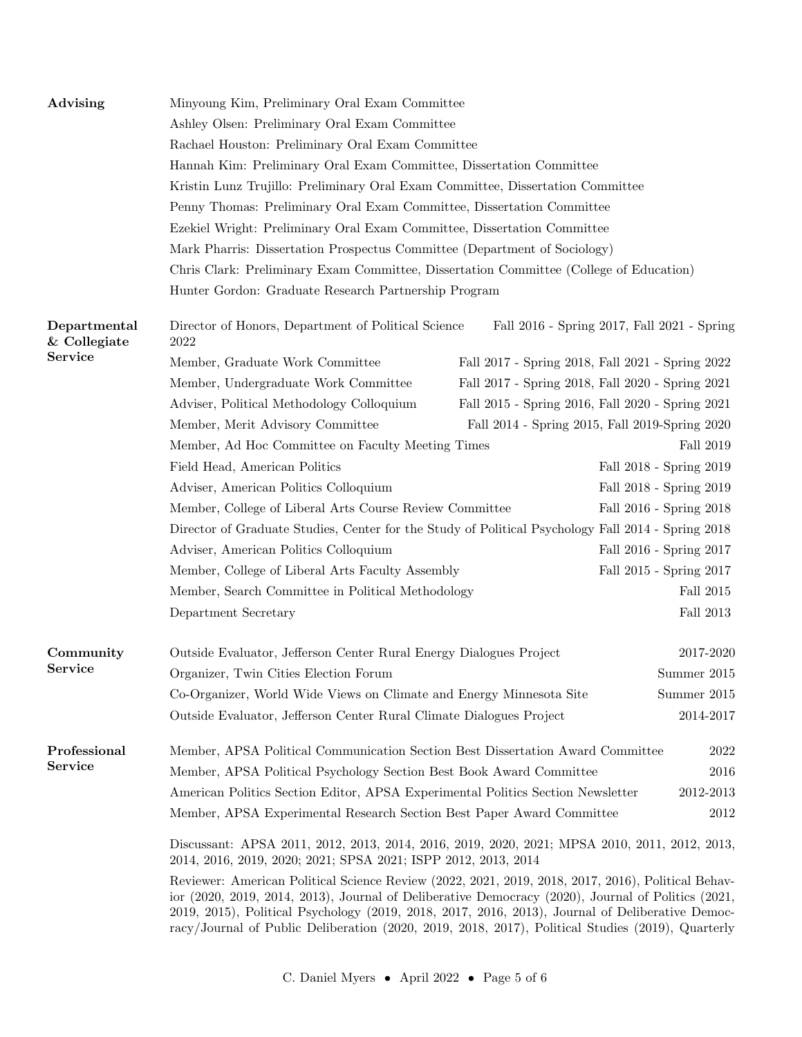## Advising

Minyoung Kim, Preliminary Oral Exam Committee

Ashley Olsen: Preliminary Oral Exam Committee

Rachael Houston: Preliminary Oral Exam Committee

Hannah Kim: Preliminary Oral Exam Committee, Dissertation Committee

Kristin Lunz Trujillo: Preliminary Oral Exam Committee, Dissertation Committee

Penny Thomas: Preliminary Oral Exam Committee, Dissertation Committee

Ezekiel Wright: Preliminary Oral Exam Committee, Dissertation Committee

Mark Pharris: Dissertation Prospectus Committee (Department of Sociology)

Chris Clark: Preliminary Exam Committee, Dissertation Committee (College of Education)

Hunter Gordon: Graduate Research Partnership Program

## Departmental & Collegiate Service

Director of Honors, Department of Political Science — Fall 2016 - Spring 2017, Fall 2021 - Spring 2022

Member, Graduate Work Committee — Fall 2017 - Spring 2018, Fall 2021 - Spring 2022

Member, Undergraduate Work Committee — Fall 2017 - Spring 2018, Fall 2020 - Spring 2021

Adviser, Political Methodology Colloquium — Fall 2015 - Spring 2016, Fall 2020 - Spring 2021

Member, Merit Advisory Committee — Fall 2014 - Spring 2015, Fall 2019-Spring 2020

Member, Ad Hoc Committee on Faculty Meeting Times — Fall 2019

Field Head, American Politics — Fall 2018 - Spring 2019

Adviser, American Politics Colloquium — Fall 2018 - Spring 2019

Member, College of Liberal Arts Course Review Committee — Fall 2016 - Spring 2018

Director of Graduate Studies, Center for the Study of Political Psychology — Fall 2014 - Spring 2018

Adviser, American Politics Colloquium — Fall 2016 - Spring 2017

Member, College of Liberal Arts Faculty Assembly — Fall 2015 - Spring 2017

Member, Search Committee in Political Methodology — Fall 2015

Department Secretary — Fall 2013

## Community Service

Outside Evaluator, Jefferson Center Rural Energy Dialogues Project — 2017-2020

Organizer, Twin Cities Election Forum — Summer 2015

Co-Organizer, World Wide Views on Climate and Energy Minnesota Site — Summer 2015

Outside Evaluator, Jefferson Center Rural Climate Dialogues Project — 2014-2017

## Professional Service

Member, APSA Political Communication Section Best Dissertation Award Committee — 2022

Member, APSA Political Psychology Section Best Book Award Committee — 2016

American Politics Section Editor, APSA Experimental Politics Section Newsletter — 2012-2013

Member, APSA Experimental Research Section Best Paper Award Committee — 2012

Discussant: APSA 2011, 2012, 2013, 2014, 2016, 2019, 2020, 2021; MPSA 2010, 2011, 2012, 2013, 2014, 2016, 2019, 2020; 2021; SPSA 2021; ISPP 2012, 2013, 2014

Reviewer: American Political Science Review (2022, 2021, 2019, 2018, 2017, 2016), Political Behavior (2020, 2019, 2014, 2013), Journal of Deliberative Democracy (2020), Journal of Politics (2021, 2019, 2015), Political Psychology (2019, 2018, 2017, 2016, 2013), Journal of Deliberative Democracy/Journal of Public Deliberation (2020, 2019, 2018, 2017), Political Studies (2019), Quarterly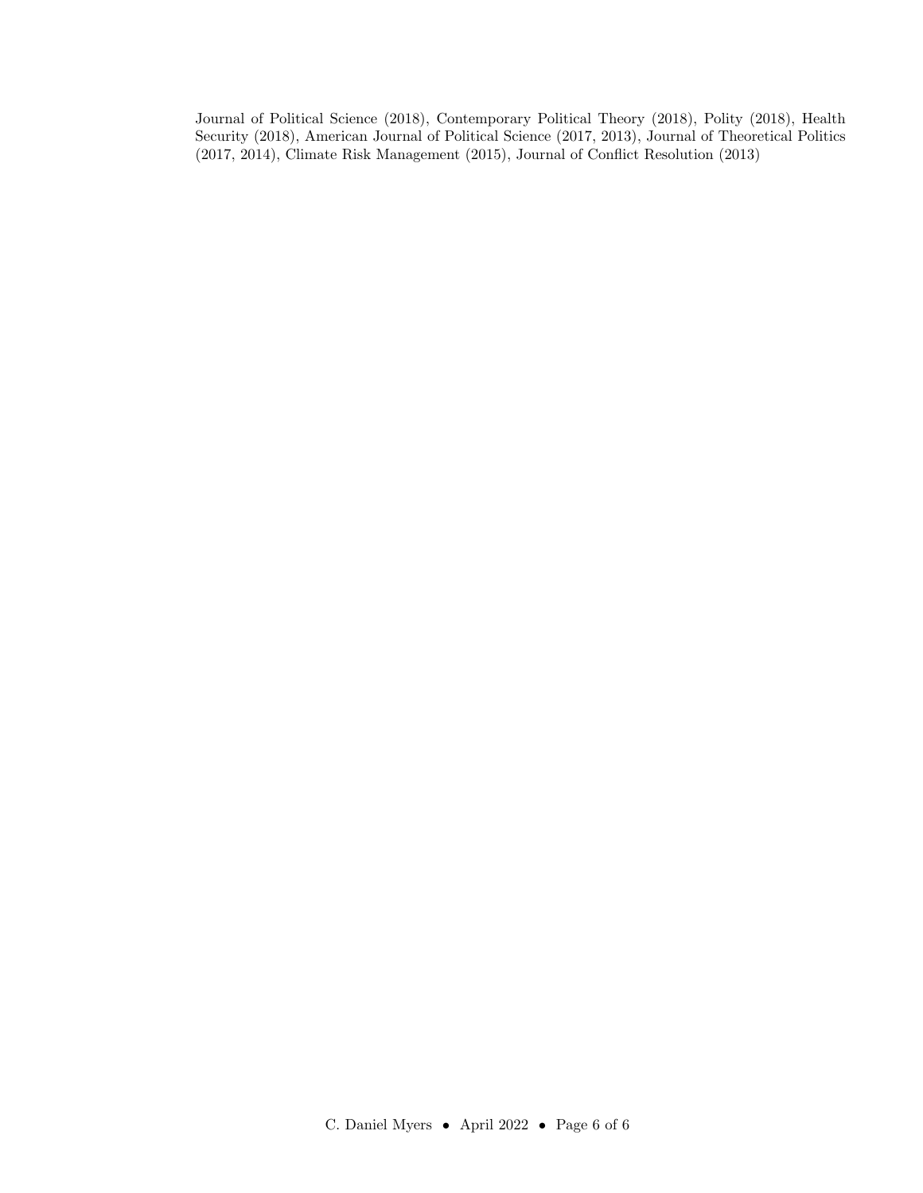Journal of Political Science (2018), Contemporary Political Theory (2018), Polity (2018), Health Security (2018), American Journal of Political Science (2017, 2013), Journal of Theoretical Politics (2017, 2014), Climate Risk Management (2015), Journal of Conflict Resolution (2013)